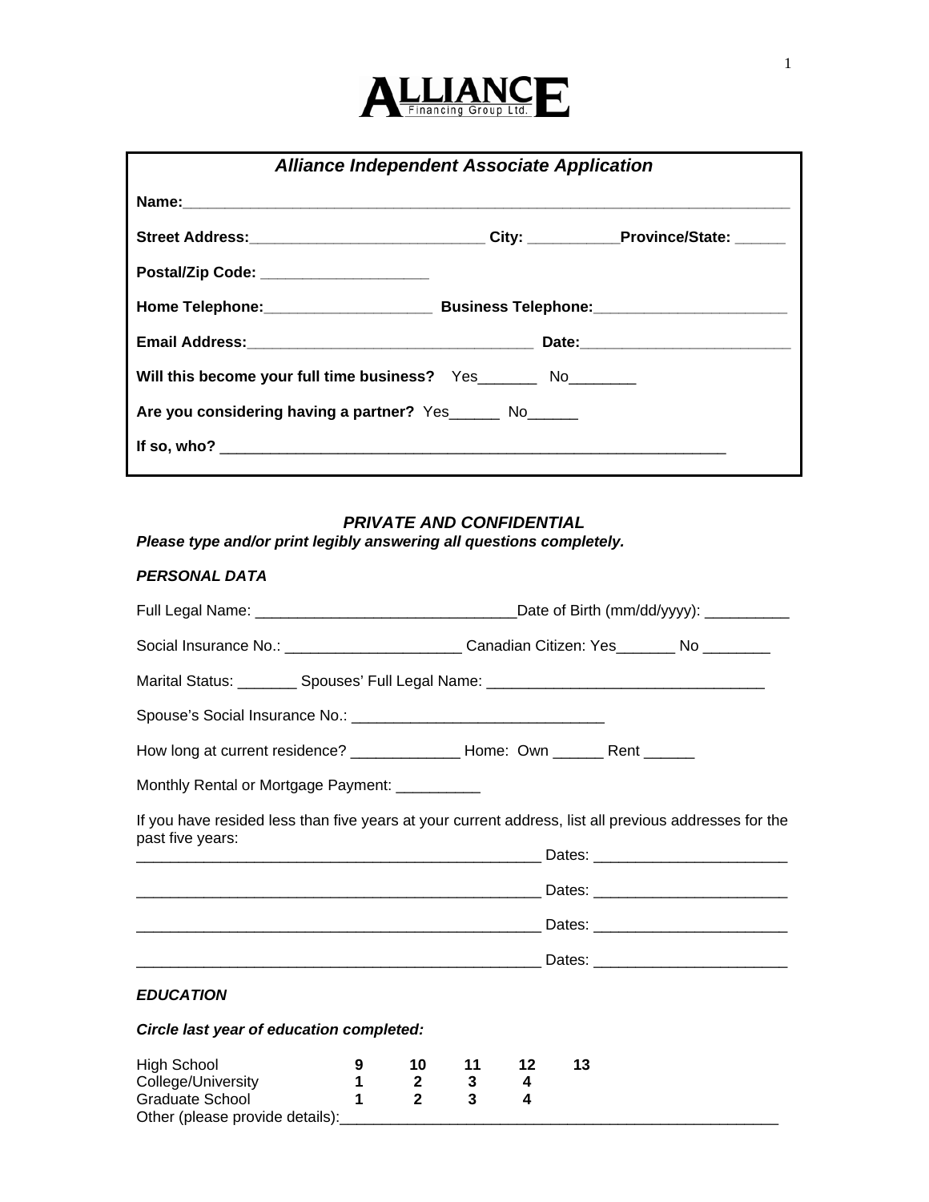# ALLIANCE
Financing Group Ltd.

## *Alliance Independent Associate Application*

**Name:**_______________________________________________________________________

**Street Address:**___________________________ **City:** ___________**Province/State:** ______

**Postal/Zip Code:** ___________________

**Home Telephone:**___________________ **Business Telephone:**______________________

**Email Address:**________________________________ **Date:**________________________

**Will this become your full time business?** Yes_______ No________

**Are you considering having a partner?** Yes______ No______

**If so, who?** ___________________________________________________________

### *PRIVATE AND CONFIDENTIAL*

***Please type and/or print legibly answering all questions completely.***

### *PERSONAL DATA*

Full Legal Name: _______________________________Date of Birth (mm/dd/yyyy): __________

Social Insurance No.: _____________________ Canadian Citizen: Yes_______ No ________

Marital Status: _______ Spouses' Full Legal Name: ________________________________

Spouse's Social Insurance No.: ______________________________

How long at current residence? _____________ Home: Own ______ Rent ______

Monthly Rental or Mortgage Payment: __________

If you have resided less than five years at your current address, list all previous addresses for the past five years:

_________________________________________________ Dates: ______________________

_________________________________________________ Dates: ______________________

_________________________________________________ Dates: ______________________

_________________________________________________ Dates: ______________________

### *EDUCATION*

***Circle last year of education completed:***

| | | | | | |
|---|---|---|---|---|---|
| High School | **9** | **10** | **11** | **12** | **13** |
| College/University | **1** | **2** | **3** | **4** | |
| Graduate School | **1** | **2** | **3** | **4** | |

Other (please provide details):_____________________________________________________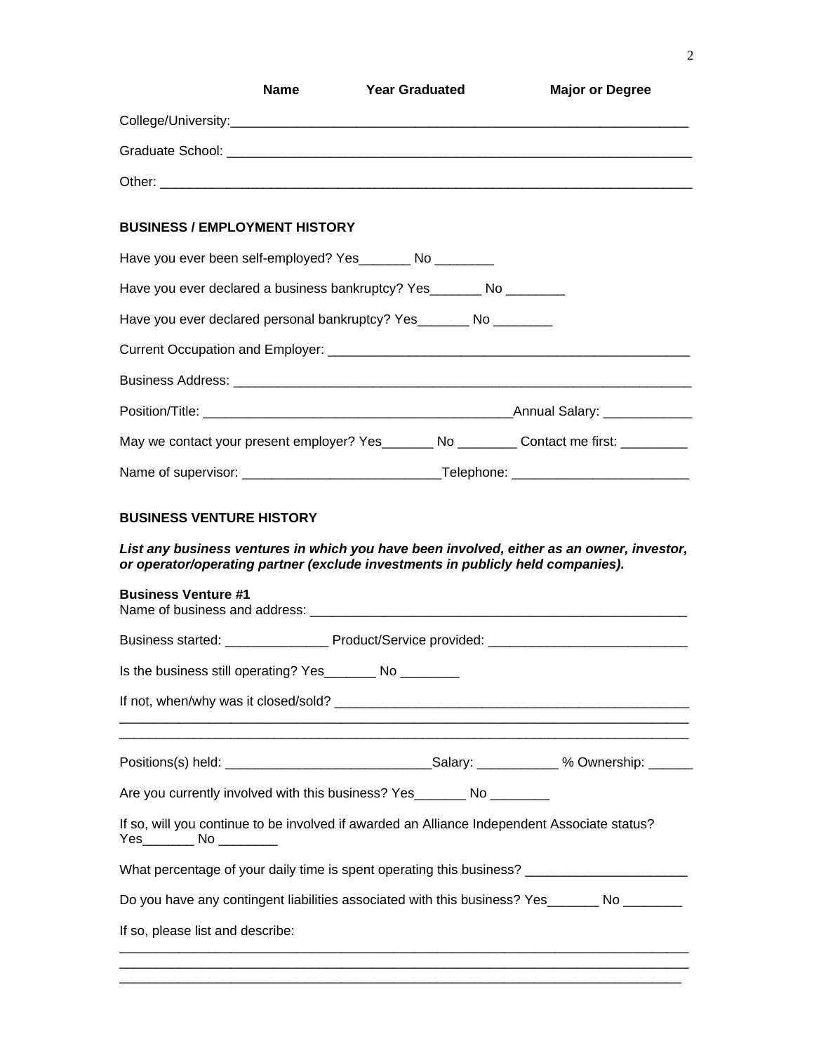| | Name | Year Graduated | Major or Degree |
|---|---|---|---|
| College/University: | | | |
| Graduate School: | | | |
| Other: | | | |

**BUSINESS / EMPLOYMENT HISTORY**

Have you ever been self-employed? Yes_______ No ________

Have you ever declared a business bankruptcy? Yes_______ No ________

Have you ever declared personal bankruptcy? Yes_______ No ________

Current Occupation and Employer: _______________________________________________

Business Address: ___________________________________________________________

Position/Title: ________________________________________Annual Salary: ___________

May we contact your present employer? Yes_______ No ________ Contact me first: _________

Name of supervisor: _________________________Telephone: _______________________

**BUSINESS VENTURE HISTORY**

***List any business ventures in which you have been involved, either as an owner, investor, or operator/operating partner (exclude investments in publicly held companies).***

**Business Venture #1**
Name of business and address: ________________________________________________

Business started: ______________ Product/Service provided: __________________________

Is the business still operating? Yes_______ No ________

If not, when/why was it closed/sold? _____________________________________________
______________________________________________________________________________
______________________________________________________________________________

Positions(s) held: ___________________________Salary: ___________ % Ownership: ______

Are you currently involved with this business? Yes_______ No ________

If so, will you continue to be involved if awarded an Alliance Independent Associate status?
Yes_______ No ________

What percentage of your daily time is spent operating this business? _____________________

Do you have any contingent liabilities associated with this business? Yes_______ No ________

If so, please list and describe:
______________________________________________________________________________
______________________________________________________________________________
______________________________________________________________________________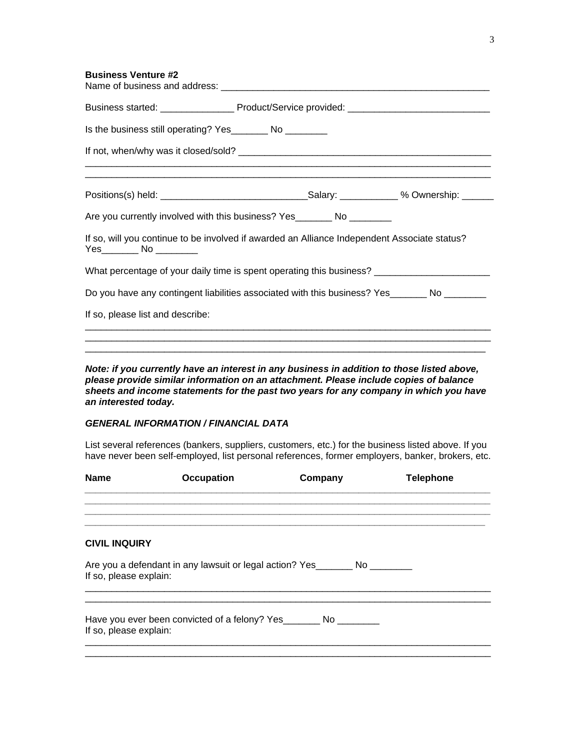**Business Venture #2**

Name of business and address: ____________________________________________________

Business started: ______________ Product/Service provided: ___________________________

Is the business still operating? Yes_______ No ________

If not, when/why was it closed/sold? _________________________________________________
_____________________________________________________________________________
_____________________________________________________________________________

Positions(s) held: ___________________________Salary: ___________ % Ownership: ______

Are you currently involved with this business? Yes_______ No ________

If so, will you continue to be involved if awarded an Alliance Independent Associate status?
Yes_______ No ________

What percentage of your daily time is spent operating this business? ______________________

Do you have any contingent liabilities associated with this business? Yes_______ No ________

If so, please list and describe:
_____________________________________________________________________________
_____________________________________________________________________________
_____________________________________________________________________________

***Note: if you currently have an interest in any business in addition to those listed above, please provide similar information on an attachment. Please include copies of balance sheets and income statements for the past two years for any company in which you have an interested today.***

***GENERAL INFORMATION / FINANCIAL DATA***

List several references (bankers, suppliers, customers, etc.) for the business listed above. If you have never been self-employed, list personal references, former employers, banker, brokers, etc.

| **Name** | **Occupation** | **Company** | **Telephone** |
|---|---|---|---|
| | | | |
| | | | |
| | | | |
| | | | |

**CIVIL INQUIRY**

Are you a defendant in any lawsuit or legal action? Yes_______ No ________
If so, please explain:
_____________________________________________________________________________
_____________________________________________________________________________

Have you ever been convicted of a felony? Yes_______ No ________
If so, please explain:
_____________________________________________________________________________
_____________________________________________________________________________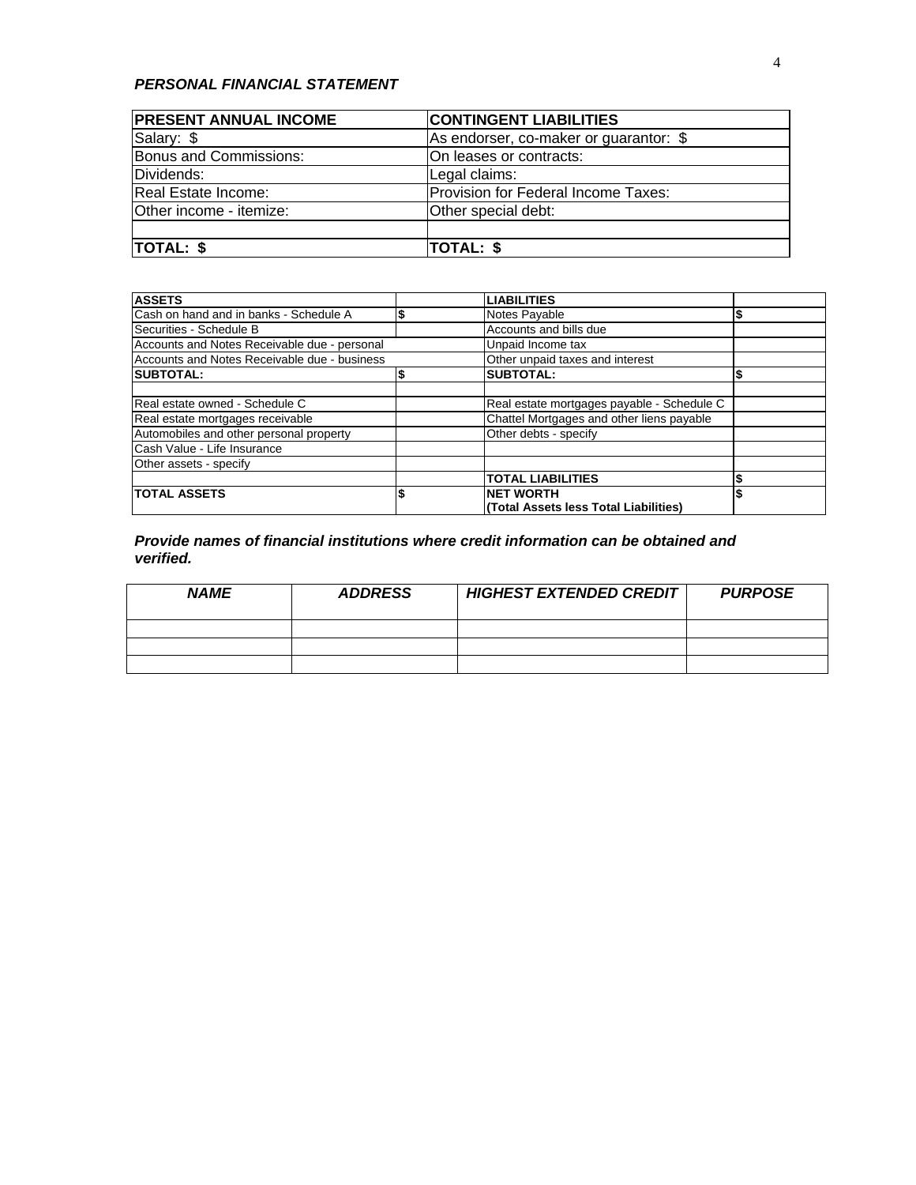***PERSONAL FINANCIAL STATEMENT***

| **PRESENT ANNUAL INCOME** | **CONTINGENT LIABILITIES** |
|---|---|
| Salary: $ | As endorser, co-maker or guarantor: $ |
| Bonus and Commissions: | On leases or contracts: |
| Dividends: | Legal claims: |
| Real Estate Income: | Provision for Federal Income Taxes: |
| Other income - itemize: | Other special debt: |
| | |
| **TOTAL: $** | **TOTAL: $** |

| **ASSETS** | | **LIABILITIES** | |
|---|---|---|---|
| Cash on hand and in banks - Schedule A | **$** | Notes Payable | **$** |
| Securities - Schedule B | | Accounts and bills due | |
| Accounts and Notes Receivable due - personal | | Unpaid Income tax | |
| Accounts and Notes Receivable due - business | | Other unpaid taxes and interest | |
| **SUBTOTAL:** | **$** | **SUBTOTAL:** | **$** |
| | | | |
| Real estate owned - Schedule C | | Real estate mortgages payable - Schedule C | |
| Real estate mortgages receivable | | Chattel Mortgages and other liens payable | |
| Automobiles and other personal property | | Other debts - specify | |
| Cash Value - Life Insurance | | | |
| Other assets - specify | | | |
| | | **TOTAL LIABILITIES** | **$** |
| **TOTAL ASSETS** | **$** | **NET WORTH (Total Assets less Total Liabilities)** | **$** |

***Provide names of financial institutions where credit information can be obtained and verified.***

| ***NAME*** | ***ADDRESS*** | ***HIGHEST EXTENDED CREDIT*** | ***PURPOSE*** |
|---|---|---|---|
| | | | |
| | | | |
| | | | |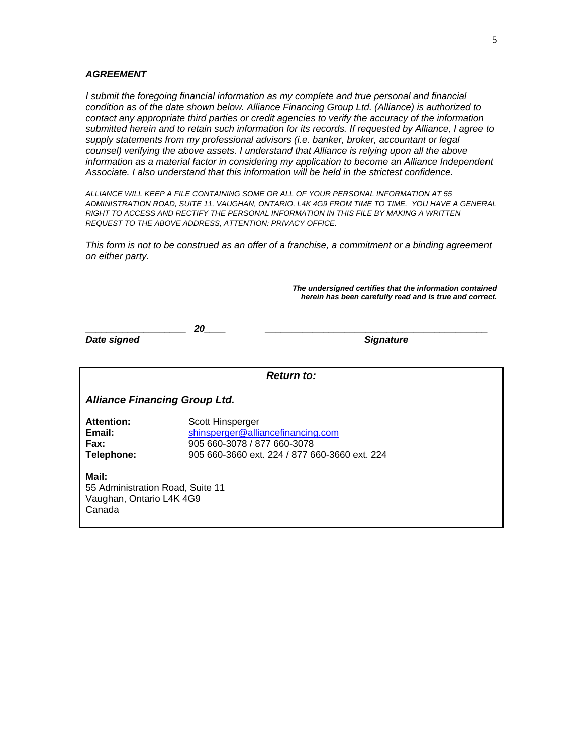***AGREEMENT***

*I submit the foregoing financial information as my complete and true personal and financial condition as of the date shown below. Alliance Financing Group Ltd. (Alliance) is authorized to contact any appropriate third parties or credit agencies to verify the accuracy of the information submitted herein and to retain such information for its records. If requested by Alliance, I agree to supply statements from my professional advisors (i.e. banker, broker, accountant or legal counsel) verifying the above assets. I understand that Alliance is relying upon all the above information as a material factor in considering my application to become an Alliance Independent Associate. I also understand that this information will be held in the strictest confidence.*

*ALLIANCE WILL KEEP A FILE CONTAINING SOME OR ALL OF YOUR PERSONAL INFORMATION AT 55 ADMINISTRATION ROAD, SUITE 11, VAUGHAN, ONTARIO, L4K 4G9 FROM TIME TO TIME. YOU HAVE A GENERAL RIGHT TO ACCESS AND RECTIFY THE PERSONAL INFORMATION IN THIS FILE BY MAKING A WRITTEN REQUEST TO THE ABOVE ADDRESS, ATTENTION: PRIVACY OFFICE.*

*This form is not to be construed as an offer of a franchise, a commitment or a binding agreement on either party.*

***The undersigned certifies that the information contained herein has been carefully read and is true and correct.***

___________________ ***20***____ ___________________________________________

***Date signed*** ***Signature***

***Return to:***

***Alliance Financing Group Ltd.***

**Attention:** Scott Hinsperger
**Email:** shinsperger@alliancefinancing.com
**Fax:** 905 660-3078 / 877 660-3078
**Telephone:** 905 660-3660 ext. 224 / 877 660-3660 ext. 224

**Mail:**
55 Administration Road, Suite 11
Vaughan, Ontario L4K 4G9
Canada